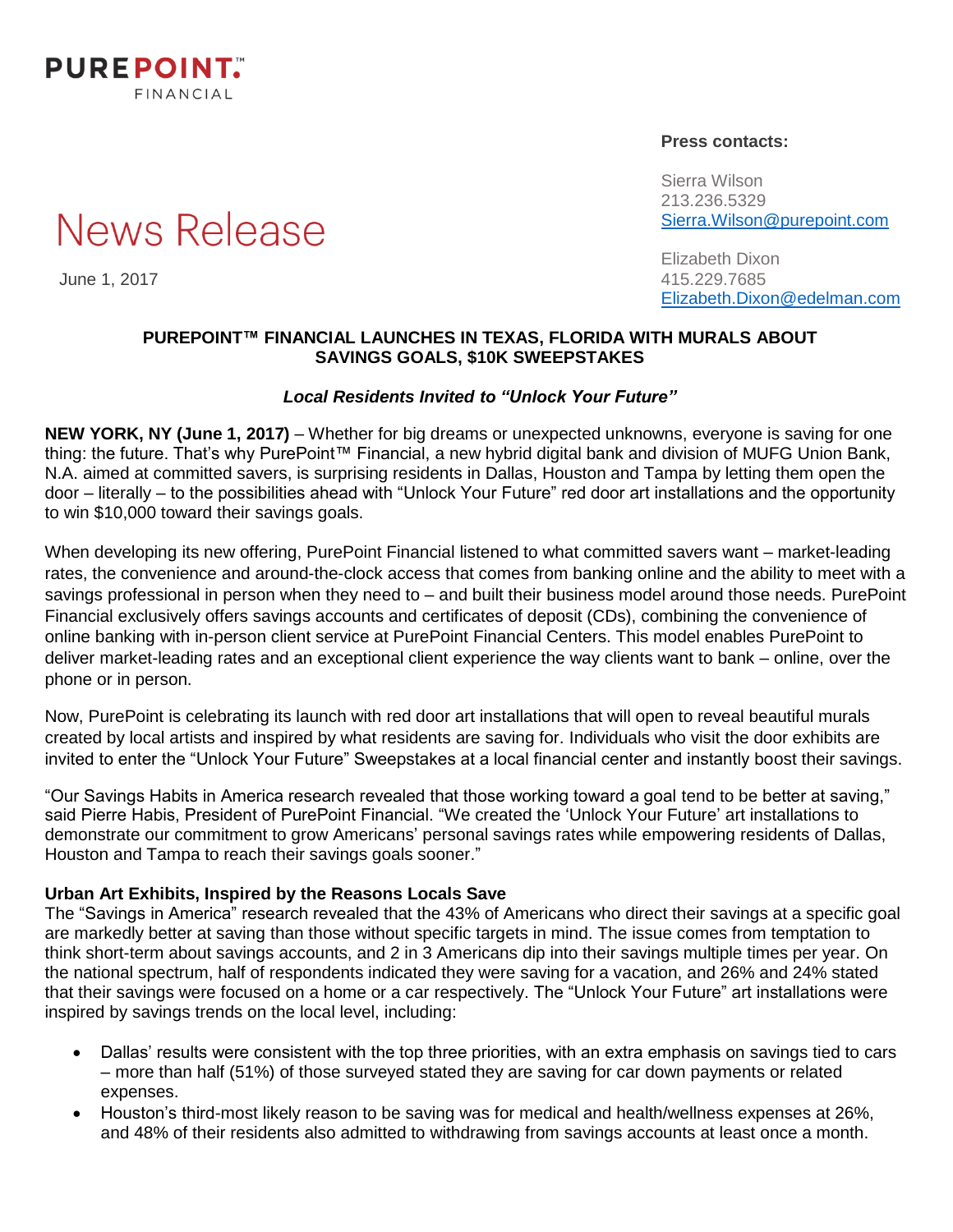**PUREPOINT.™**
FINANCIAL

**Press contacts:**

Sierra Wilson
213.236.5329
Sierra.Wilson@purepoint.com

Elizabeth Dixon
415.229.7685
Elizabeth.Dixon@edelman.com

# News Release

June 1, 2017

## PUREPOINT™ FINANCIAL LAUNCHES IN TEXAS, FLORIDA WITH MURALS ABOUT SAVINGS GOALS, $10K SWEEPSTAKES

***Local Residents Invited to "Unlock Your Future"***

**NEW YORK, NY (June 1, 2017)** – Whether for big dreams or unexpected unknowns, everyone is saving for one thing: the future. That's why PurePoint™ Financial, a new hybrid digital bank and division of MUFG Union Bank, N.A. aimed at committed savers, is surprising residents in Dallas, Houston and Tampa by letting them open the door – literally – to the possibilities ahead with "Unlock Your Future" red door art installations and the opportunity to win $10,000 toward their savings goals.

When developing its new offering, PurePoint Financial listened to what committed savers want – market-leading rates, the convenience and around-the-clock access that comes from banking online and the ability to meet with a savings professional in person when they need to – and built their business model around those needs. PurePoint Financial exclusively offers savings accounts and certificates of deposit (CDs), combining the convenience of online banking with in-person client service at PurePoint Financial Centers. This model enables PurePoint to deliver market-leading rates and an exceptional client experience the way clients want to bank – online, over the phone or in person.

Now, PurePoint is celebrating its launch with red door art installations that will open to reveal beautiful murals created by local artists and inspired by what residents are saving for. Individuals who visit the door exhibits are invited to enter the "Unlock Your Future" Sweepstakes at a local financial center and instantly boost their savings.

"Our Savings Habits in America research revealed that those working toward a goal tend to be better at saving," said Pierre Habis, President of PurePoint Financial. "We created the 'Unlock Your Future' art installations to demonstrate our commitment to grow Americans' personal savings rates while empowering residents of Dallas, Houston and Tampa to reach their savings goals sooner."

**Urban Art Exhibits, Inspired by the Reasons Locals Save**

The "Savings in America" research revealed that the 43% of Americans who direct their savings at a specific goal are markedly better at saving than those without specific targets in mind. The issue comes from temptation to think short-term about savings accounts, and 2 in 3 Americans dip into their savings multiple times per year. On the national spectrum, half of respondents indicated they were saving for a vacation, and 26% and 24% stated that their savings were focused on a home or a car respectively. The "Unlock Your Future" art installations were inspired by savings trends on the local level, including:

- Dallas' results were consistent with the top three priorities, with an extra emphasis on savings tied to cars – more than half (51%) of those surveyed stated they are saving for car down payments or related expenses.
- Houston's third-most likely reason to be saving was for medical and health/wellness expenses at 26%, and 48% of their residents also admitted to withdrawing from savings accounts at least once a month.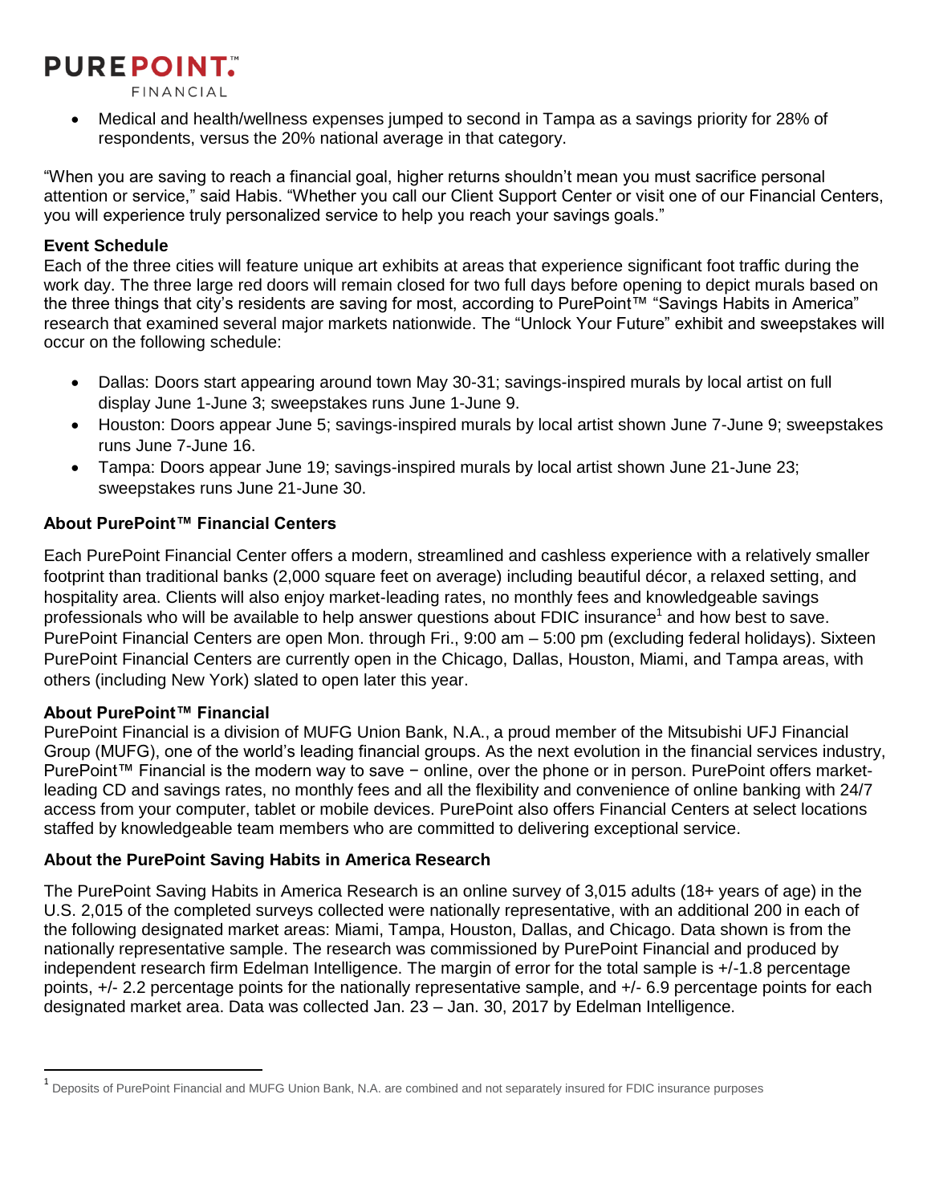- Medical and health/wellness expenses jumped to second in Tampa as a savings priority for 28% of respondents, versus the 20% national average in that category.

"When you are saving to reach a financial goal, higher returns shouldn't mean you must sacrifice personal attention or service," said Habis. "Whether you call our Client Support Center or visit one of our Financial Centers, you will experience truly personalized service to help you reach your savings goals."

**Event Schedule**

Each of the three cities will feature unique art exhibits at areas that experience significant foot traffic during the work day. The three large red doors will remain closed for two full days before opening to depict murals based on the three things that city's residents are saving for most, according to PurePoint™ "Savings Habits in America" research that examined several major markets nationwide. The "Unlock Your Future" exhibit and sweepstakes will occur on the following schedule:

- Dallas: Doors start appearing around town May 30-31; savings-inspired murals by local artist on full display June 1-June 3; sweepstakes runs June 1-June 9.
- Houston: Doors appear June 5; savings-inspired murals by local artist shown June 7-June 9; sweepstakes runs June 7-June 16.
- Tampa: Doors appear June 19; savings-inspired murals by local artist shown June 21-June 23; sweepstakes runs June 21-June 30.

**About PurePoint™ Financial Centers**

Each PurePoint Financial Center offers a modern, streamlined and cashless experience with a relatively smaller footprint than traditional banks (2,000 square feet on average) including beautiful décor, a relaxed setting, and hospitality area. Clients will also enjoy market-leading rates, no monthly fees and knowledgeable savings professionals who will be available to help answer questions about FDIC insurance[1] and how best to save. PurePoint Financial Centers are open Mon. through Fri., 9:00 am – 5:00 pm (excluding federal holidays). Sixteen PurePoint Financial Centers are currently open in the Chicago, Dallas, Houston, Miami, and Tampa areas, with others (including New York) slated to open later this year.

**About PurePoint™ Financial**

PurePoint Financial is a division of MUFG Union Bank, N.A., a proud member of the Mitsubishi UFJ Financial Group (MUFG), one of the world's leading financial groups. As the next evolution in the financial services industry, PurePoint™ Financial is the modern way to save − online, over the phone or in person. PurePoint offers market-leading CD and savings rates, no monthly fees and all the flexibility and convenience of online banking with 24/7 access from your computer, tablet or mobile devices. PurePoint also offers Financial Centers at select locations staffed by knowledgeable team members who are committed to delivering exceptional service.

**About the PurePoint Saving Habits in America Research**

The PurePoint Saving Habits in America Research is an online survey of 3,015 adults (18+ years of age) in the U.S. 2,015 of the completed surveys collected were nationally representative, with an additional 200 in each of the following designated market areas: Miami, Tampa, Houston, Dallas, and Chicago. Data shown is from the nationally representative sample. The research was commissioned by PurePoint Financial and produced by independent research firm Edelman Intelligence. The margin of error for the total sample is +/-1.8 percentage points, +/- 2.2 percentage points for the nationally representative sample, and +/- 6.9 percentage points for each designated market area. Data was collected Jan. 23 – Jan. 30, 2017 by Edelman Intelligence.

---

[1] Deposits of PurePoint Financial and MUFG Union Bank, N.A. are combined and not separately insured for FDIC insurance purposes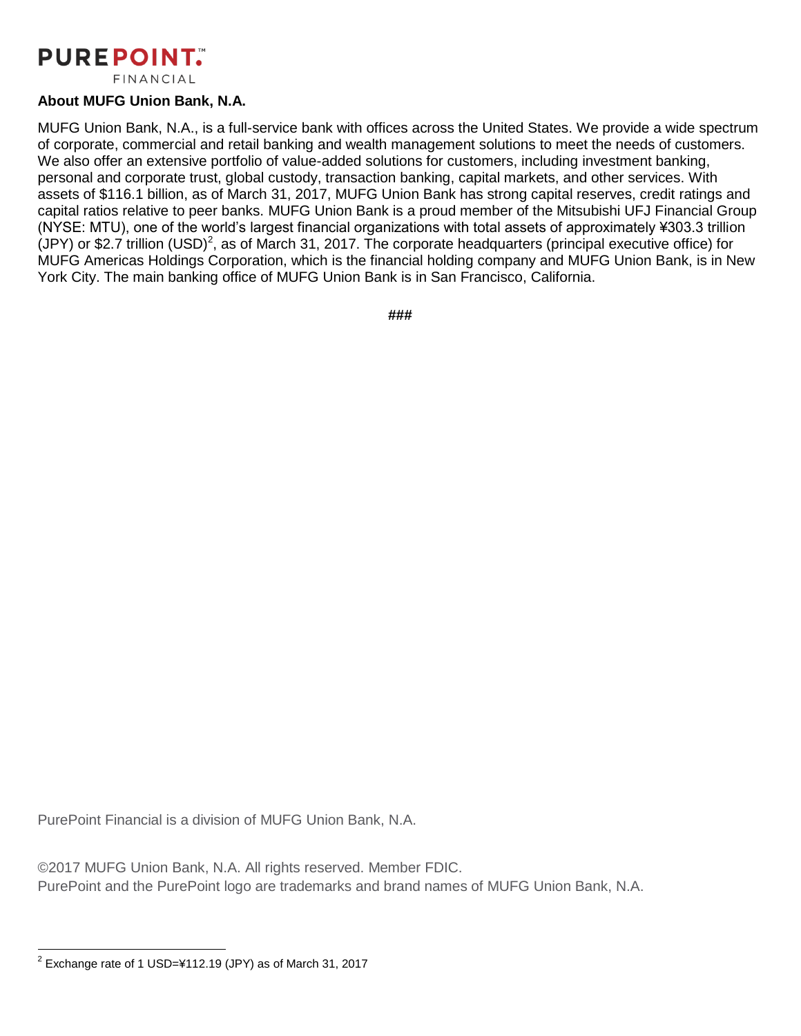PUREPOINT.™
FINANCIAL

**About MUFG Union Bank, N.A.**

MUFG Union Bank, N.A., is a full-service bank with offices across the United States. We provide a wide spectrum of corporate, commercial and retail banking and wealth management solutions to meet the needs of customers. We also offer an extensive portfolio of value-added solutions for customers, including investment banking, personal and corporate trust, global custody, transaction banking, capital markets, and other services. With assets of $116.1 billion, as of March 31, 2017, MUFG Union Bank has strong capital reserves, credit ratings and capital ratios relative to peer banks. MUFG Union Bank is a proud member of the Mitsubishi UFJ Financial Group (NYSE: MTU), one of the world's largest financial organizations with total assets of approximately ¥303.3 trillion (JPY) or $2.7 trillion (USD)[2], as of March 31, 2017. The corporate headquarters (principal executive office) for MUFG Americas Holdings Corporation, which is the financial holding company and MUFG Union Bank, is in New York City. The main banking office of MUFG Union Bank is in San Francisco, California.

###

PurePoint Financial is a division of MUFG Union Bank, N.A.

©2017 MUFG Union Bank, N.A. All rights reserved. Member FDIC.
PurePoint and the PurePoint logo are trademarks and brand names of MUFG Union Bank, N.A.

[2] Exchange rate of 1 USD=¥112.19 (JPY) as of March 31, 2017